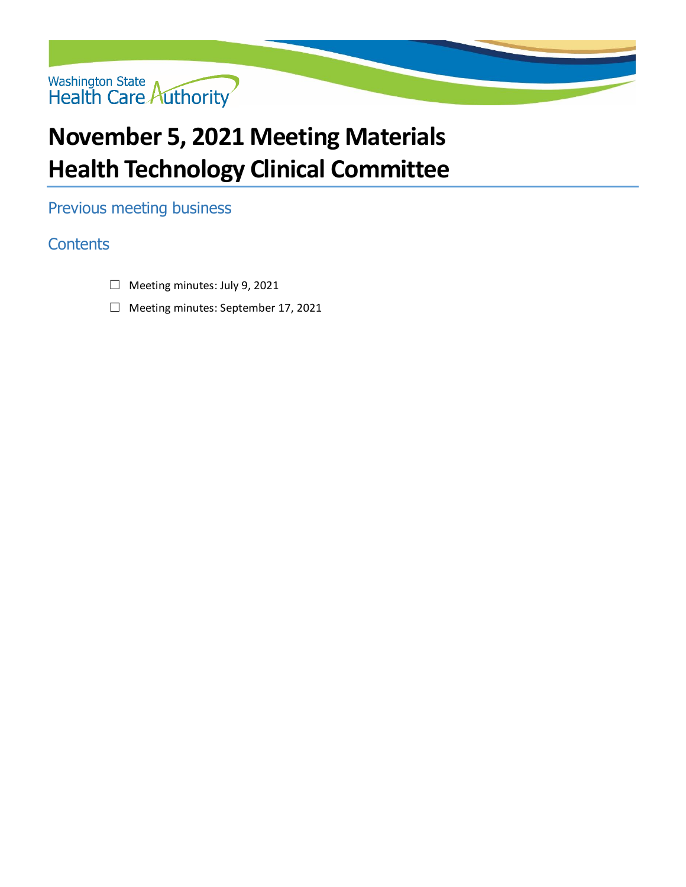Washington State Health Care Authority

# November 5, 2021 Meeting Materials
# Health Technology Clinical Committee

## Previous meeting business

## Contents

- ☐ Meeting minutes: July 9, 2021
- ☐ Meeting minutes: September 17, 2021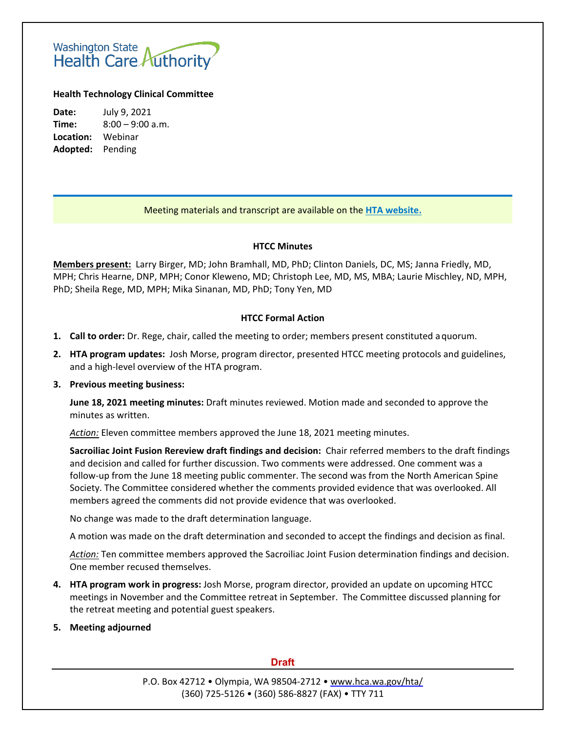Washington State Health Care Authority

**Health Technology Clinical Committee**

**Date:** July 9, 2021
**Time:** 8:00 – 9:00 a.m.
**Location:** Webinar
**Adopted:** Pending

Meeting materials and transcript are available on the [HTA website.]

## HTCC Minutes

**Members present:** Larry Birger, MD; John Bramhall, MD, PhD; Clinton Daniels, DC, MS; Janna Friedly, MD, MPH; Chris Hearne, DNP, MPH; Conor Kleweno, MD; Christoph Lee, MD, MS, MBA; Laurie Mischley, ND, MPH, PhD; Sheila Rege, MD, MPH; Mika Sinanan, MD, PhD; Tony Yen, MD

## HTCC Formal Action

1. **Call to order:** Dr. Rege, chair, called the meeting to order; members present constituted a quorum.
2. **HTA program updates:** Josh Morse, program director, presented HTCC meeting protocols and guidelines, and a high-level overview of the HTA program.
3. **Previous meeting business:**

   **June 18, 2021 meeting minutes:** Draft minutes reviewed. Motion made and seconded to approve the minutes as written.

   *Action:* Eleven committee members approved the June 18, 2021 meeting minutes.

   **Sacroiliac Joint Fusion Rereview draft findings and decision:** Chair referred members to the draft findings and decision and called for further discussion. Two comments were addressed. One comment was a follow-up from the June 18 meeting public commenter. The second was from the North American Spine Society. The Committee considered whether the comments provided evidence that was overlooked. All members agreed the comments did not provide evidence that was overlooked.

   No change was made to the draft determination language.

   A motion was made on the draft determination and seconded to accept the findings and decision as final.

   *Action:* Ten committee members approved the Sacroiliac Joint Fusion determination findings and decision. One member recused themselves.

4. **HTA program work in progress:** Josh Morse, program director, provided an update on upcoming HTCC meetings in November and the Committee retreat in September. The Committee discussed planning for the retreat meeting and potential guest speakers.
5. **Meeting adjourned**

Draft

P.O. Box 42712 • Olympia, WA 98504-2712 • www.hca.wa.gov/hta/
(360) 725-5126 • (360) 586-8827 (FAX) • TTY 711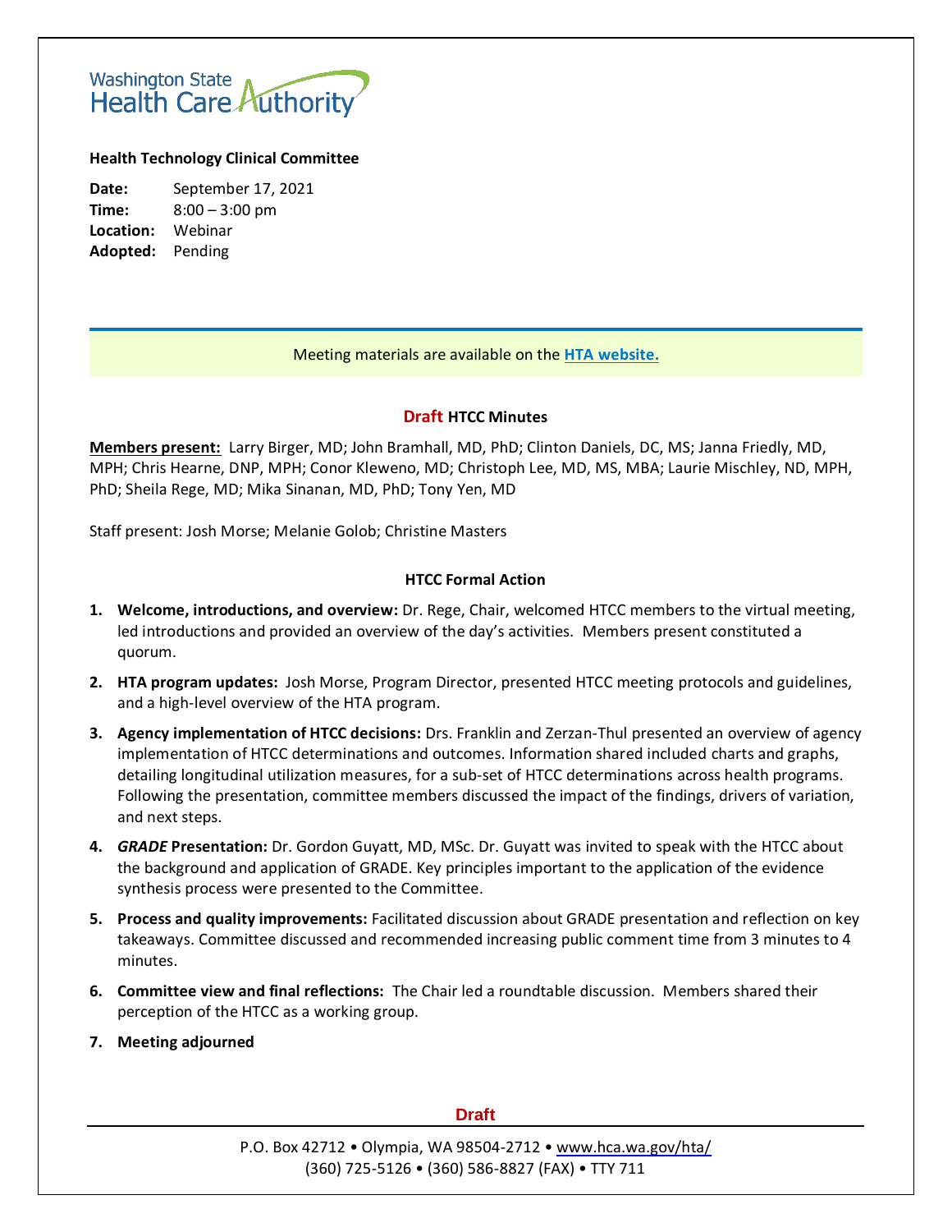Washington State Health Care Authority

**Health Technology Clinical Committee**

**Date:** September 17, 2021
**Time:** 8:00 – 3:00 pm
**Location:** Webinar
**Adopted:** Pending

Meeting materials are available on the HTA website.

## Draft HTCC Minutes

**Members present:** Larry Birger, MD; John Bramhall, MD, PhD; Clinton Daniels, DC, MS; Janna Friedly, MD, MPH; Chris Hearne, DNP, MPH; Conor Kleweno, MD; Christoph Lee, MD, MS, MBA; Laurie Mischley, ND, MPH, PhD; Sheila Rege, MD; Mika Sinanan, MD, PhD; Tony Yen, MD

Staff present: Josh Morse; Melanie Golob; Christine Masters

### HTCC Formal Action

1. **Welcome, introductions, and overview:** Dr. Rege, Chair, welcomed HTCC members to the virtual meeting, led introductions and provided an overview of the day's activities. Members present constituted a quorum.
2. **HTA program updates:** Josh Morse, Program Director, presented HTCC meeting protocols and guidelines, and a high-level overview of the HTA program.
3. **Agency implementation of HTCC decisions:** Drs. Franklin and Zerzan-Thul presented an overview of agency implementation of HTCC determinations and outcomes. Information shared included charts and graphs, detailing longitudinal utilization measures, for a sub-set of HTCC determinations across health programs. Following the presentation, committee members discussed the impact of the findings, drivers of variation, and next steps.
4. ***GRADE* Presentation:** Dr. Gordon Guyatt, MD, MSc. Dr. Guyatt was invited to speak with the HTCC about the background and application of GRADE. Key principles important to the application of the evidence synthesis process were presented to the Committee.
5. **Process and quality improvements:** Facilitated discussion about GRADE presentation and reflection on key takeaways. Committee discussed and recommended increasing public comment time from 3 minutes to 4 minutes.
6. **Committee view and final reflections:** The Chair led a roundtable discussion. Members shared their perception of the HTCC as a working group.
7. **Meeting adjourned**

Draft

P.O. Box 42712 • Olympia, WA 98504-2712 • www.hca.wa.gov/hta/
(360) 725-5126 • (360) 586-8827 (FAX) • TTY 711